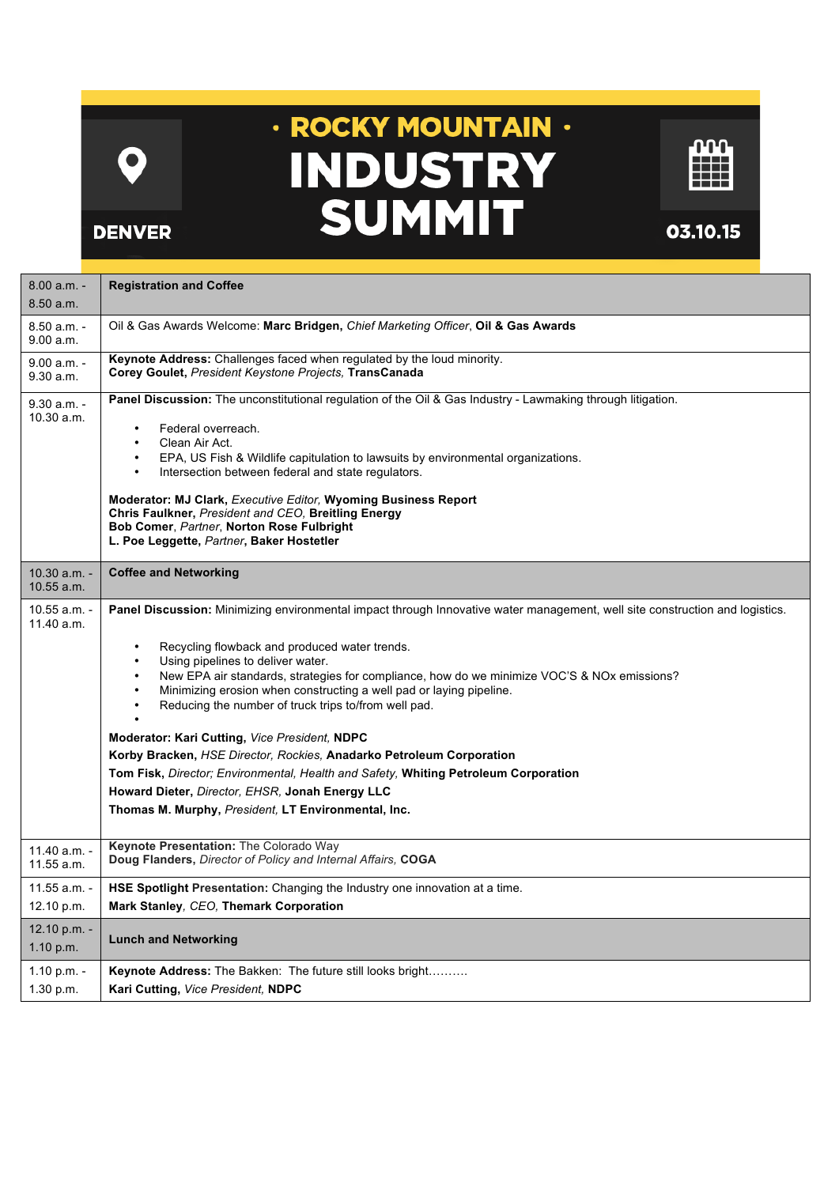# · ROCKY MOUNTAIN ·
# INDUSTRY SUMMIT

**DENVER** — **03.10.15**

| Time | Session |
|---|---|
| 8.00 a.m. - 8.50 a.m. | **Registration and Coffee** |
| 8.50 a.m. - 9.00 a.m. | Oil & Gas Awards Welcome: **Marc Bridgen,** *Chief Marketing Officer*, **Oil & Gas Awards** |
| 9.00 a.m. - 9.30 a.m. | **Keynote Address:** Challenges faced when regulated by the loud minority.<br>**Corey Goulet,** *President Keystone Projects,* **TransCanada** |
| 9.30 a.m. - 10.30 a.m. | **Panel Discussion:** The unconstitutional regulation of the Oil & Gas Industry - Lawmaking through litigation.<br>• Federal overreach.<br>• Clean Air Act.<br>• EPA, US Fish & Wildlife capitulation to lawsuits by environmental organizations.<br>• Intersection between federal and state regulators.<br><br>**Moderator: MJ Clark,** *Executive Editor,* **Wyoming Business Report**<br>**Chris Faulkner,** *President and CEO,* **Breitling Energy**<br>**Bob Comer**, *Partner*, **Norton Rose Fulbright**<br>**L. Poe Leggette,** *Partner*, **Baker Hostetler** |
| 10.30 a.m. - 10.55 a.m. | **Coffee and Networking** |
| 10.55 a.m. - 11.40 a.m. | **Panel Discussion:** Minimizing environmental impact through Innovative water management, well site construction and logistics.<br>• Recycling flowback and produced water trends.<br>• Using pipelines to deliver water.<br>• New EPA air standards, strategies for compliance, how do we minimize VOC'S & NOx emissions?<br>• Minimizing erosion when constructing a well pad or laying pipeline.<br>• Reducing the number of truck trips to/from well pad.<br>•<br><br>**Moderator: Kari Cutting,** *Vice President,* **NDPC**<br>**Korby Bracken,** *HSE Director, Rockies,* **Anadarko Petroleum Corporation**<br>**Tom Fisk,** *Director; Environmental, Health and Safety,* **Whiting Petroleum Corporation**<br>**Howard Dieter,** *Director, EHSR,* **Jonah Energy LLC**<br>**Thomas M. Murphy,** *President,* **LT Environmental, Inc.** |
| 11.40 a.m. - 11.55 a.m. | **Keynote Presentation:** The Colorado Way<br>**Doug Flanders,** *Director of Policy and Internal Affairs,* **COGA** |
| 11.55 a.m. - 12.10 p.m. | **HSE Spotlight Presentation:** Changing the Industry one innovation at a time.<br>**Mark Stanley**, *CEO,* **Themark Corporation** |
| 12.10 p.m. - 1.10 p.m. | **Lunch and Networking** |
| 1.10 p.m. - 1.30 p.m. | **Keynote Address:** The Bakken: The future still looks bright……….<br>**Kari Cutting,** *Vice President,* **NDPC** |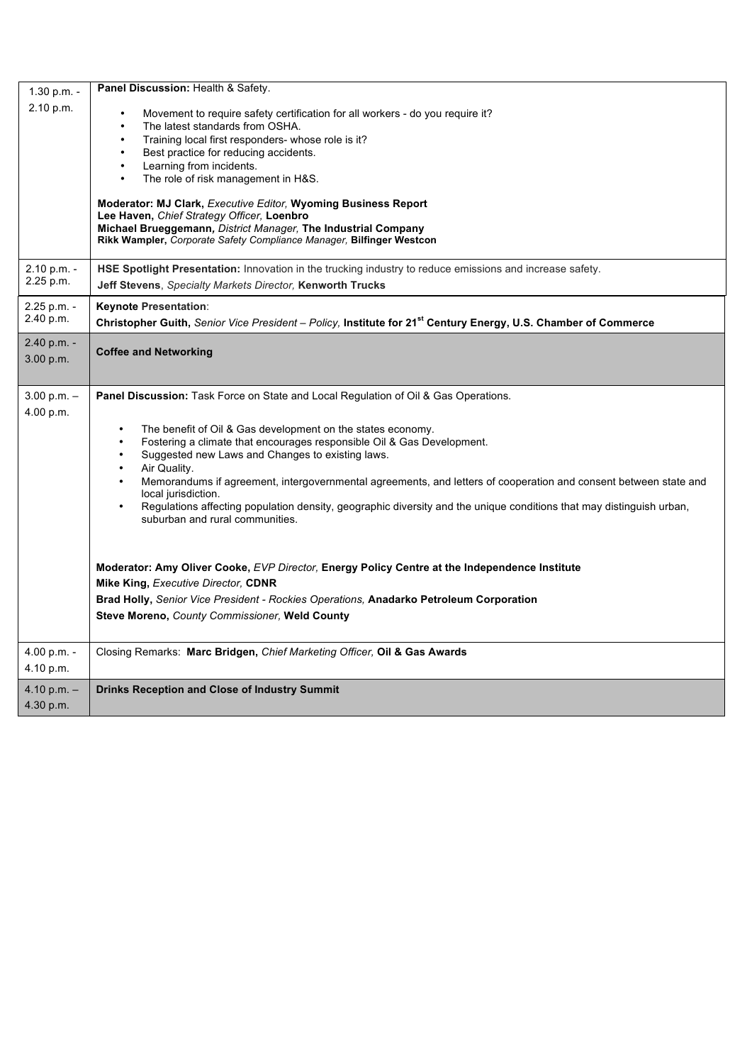| | |
|---|---|
| 1.30 p.m. - 2.10 p.m. | **Panel Discussion:** Health & Safety.<br><br>• Movement to require safety certification for all workers - do you require it?<br>• The latest standards from OSHA.<br>• Training local first responders- whose role is it?<br>• Best practice for reducing accidents.<br>• Learning from incidents.<br>• The role of risk management in H&S.<br><br>**Moderator: MJ Clark,** *Executive Editor,* **Wyoming Business Report**<br>**Lee Haven,** *Chief Strategy Officer,* **Loenbro**<br>**Michael Brueggemann,** *District Manager,* **The Industrial Company**<br>**Rikk Wampler,** *Corporate Safety Compliance Manager,* **Bilfinger Westcon** |
| 2.10 p.m. - 2.25 p.m. | **HSE Spotlight Presentation:** Innovation in the trucking industry to reduce emissions and increase safety.<br>**Jeff Stevens**, *Specialty Markets Director,* **Kenworth Trucks** |
| 2.25 p.m. - 2.40 p.m. | **Keynote Presentation**:<br>**Christopher Guith,** *Senior Vice President – Policy,* **Institute for 21st Century Energy, U.S. Chamber of Commerce** |
| 2.40 p.m. - 3.00 p.m. | **Coffee and Networking** |
| 3.00 p.m. – 4.00 p.m. | **Panel Discussion:** Task Force on State and Local Regulation of Oil & Gas Operations.<br><br>• The benefit of Oil & Gas development on the states economy.<br>• Fostering a climate that encourages responsible Oil & Gas Development.<br>• Suggested new Laws and Changes to existing laws.<br>• Air Quality.<br>• Memorandums if agreement, intergovernmental agreements, and letters of cooperation and consent between state and local jurisdiction.<br>• Regulations affecting population density, geographic diversity and the unique conditions that may distinguish urban, suburban and rural communities.<br><br>**Moderator: Amy Oliver Cooke,** *EVP Director,* **Energy Policy Centre at the Independence Institute**<br>**Mike King,** *Executive Director,* **CDNR**<br>**Brad Holly,** *Senior Vice President - Rockies Operations,* **Anadarko Petroleum Corporation**<br>**Steve Moreno,** *County Commissioner,* **Weld County** |
| 4.00 p.m. - 4.10 p.m. | Closing Remarks: **Marc Bridgen,** *Chief Marketing Officer,* **Oil & Gas Awards** |
| 4.10 p.m. – 4.30 p.m. | **Drinks Reception and Close of Industry Summit** |